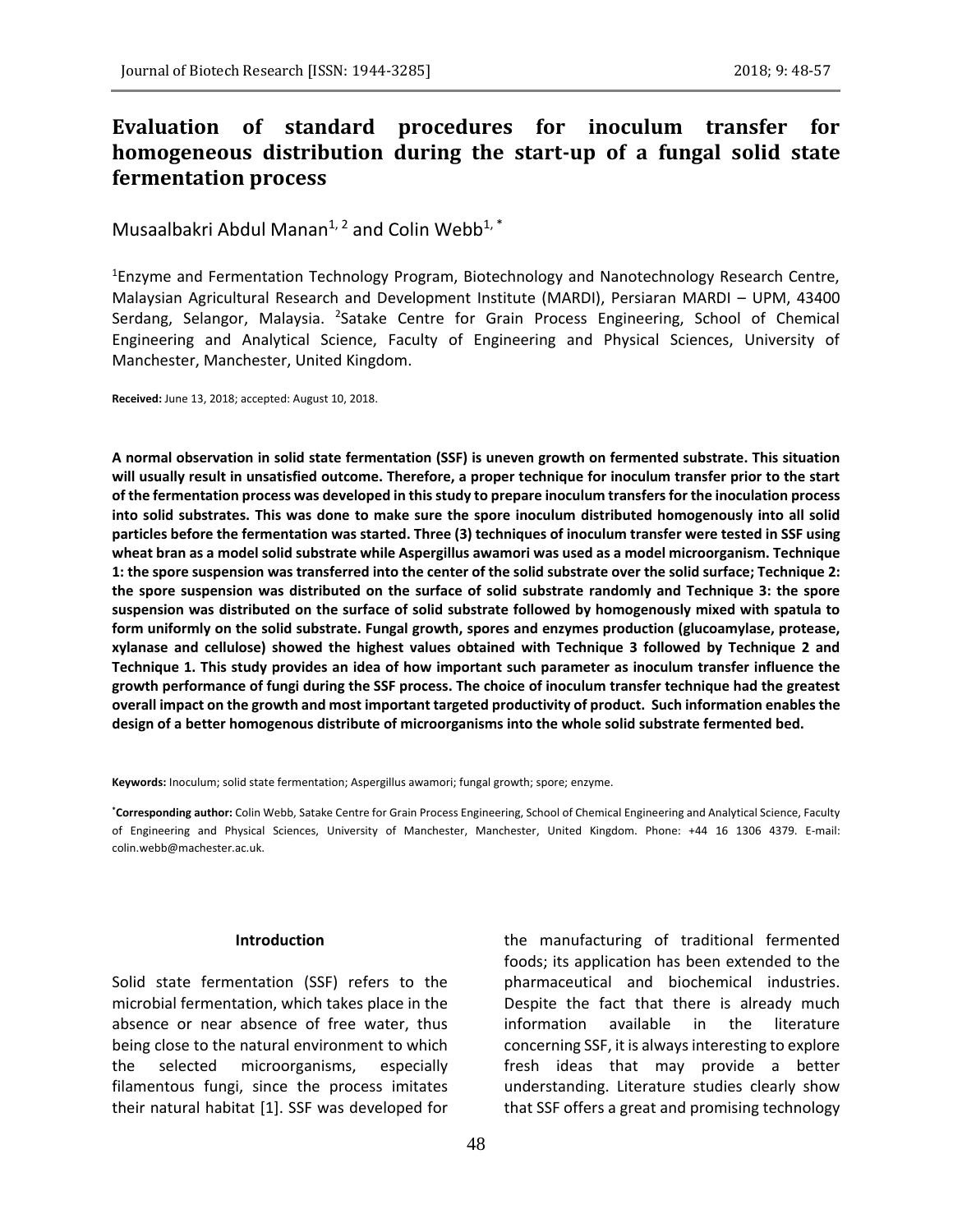# Evaluation of standard procedures for inoculum transfer for homogeneous distribution during the start-up of a fungal solid state fermentation process

Musaalbakri Abdul Manan[1, 2] and Colin Webb[1, *]

[1]Enzyme and Fermentation Technology Program, Biotechnology and Nanotechnology Research Centre, Malaysian Agricultural Research and Development Institute (MARDI), Persiaran MARDI – UPM, 43400 Serdang, Selangor, Malaysia. [2]Satake Centre for Grain Process Engineering, School of Chemical Engineering and Analytical Science, Faculty of Engineering and Physical Sciences, University of Manchester, Manchester, United Kingdom.

**Received:** June 13, 2018; accepted: August 10, 2018.

**A normal observation in solid state fermentation (SSF) is uneven growth on fermented substrate. This situation will usually result in unsatisfied outcome. Therefore, a proper technique for inoculum transfer prior to the start of the fermentation process was developed in this study to prepare inoculum transfers for the inoculation process into solid substrates. This was done to make sure the spore inoculum distributed homogenously into all solid particles before the fermentation was started. Three (3) techniques of inoculum transfer were tested in SSF using wheat bran as a model solid substrate while Aspergillus awamori was used as a model microorganism. Technique 1: the spore suspension was transferred into the center of the solid substrate over the solid surface; Technique 2: the spore suspension was distributed on the surface of solid substrate randomly and Technique 3: the spore suspension was distributed on the surface of solid substrate followed by homogenously mixed with spatula to form uniformly on the solid substrate. Fungal growth, spores and enzymes production (glucoamylase, protease, xylanase and cellulose) showed the highest values obtained with Technique 3 followed by Technique 2 and Technique 1. This study provides an idea of how important such parameter as inoculum transfer influence the growth performance of fungi during the SSF process. The choice of inoculum transfer technique had the greatest overall impact on the growth and most important targeted productivity of product. Such information enables the design of a better homogenous distribute of microorganisms into the whole solid substrate fermented bed.**

**Keywords:** Inoculum; solid state fermentation; Aspergillus awamori; fungal growth; spore; enzyme.

**[*]Corresponding author:** Colin Webb, Satake Centre for Grain Process Engineering, School of Chemical Engineering and Analytical Science, Faculty of Engineering and Physical Sciences, University of Manchester, Manchester, United Kingdom. Phone: +44 16 1306 4379. E-mail: colin.webb@machester.ac.uk.

## Introduction

Solid state fermentation (SSF) refers to the microbial fermentation, which takes place in the absence or near absence of free water, thus being close to the natural environment to which the selected microorganisms, especially filamentous fungi, since the process imitates their natural habitat [1]. SSF was developed for the manufacturing of traditional fermented foods; its application has been extended to the pharmaceutical and biochemical industries. Despite the fact that there is already much information available in the literature concerning SSF, it is always interesting to explore fresh ideas that may provide a better understanding. Literature studies clearly show that SSF offers a great and promising technology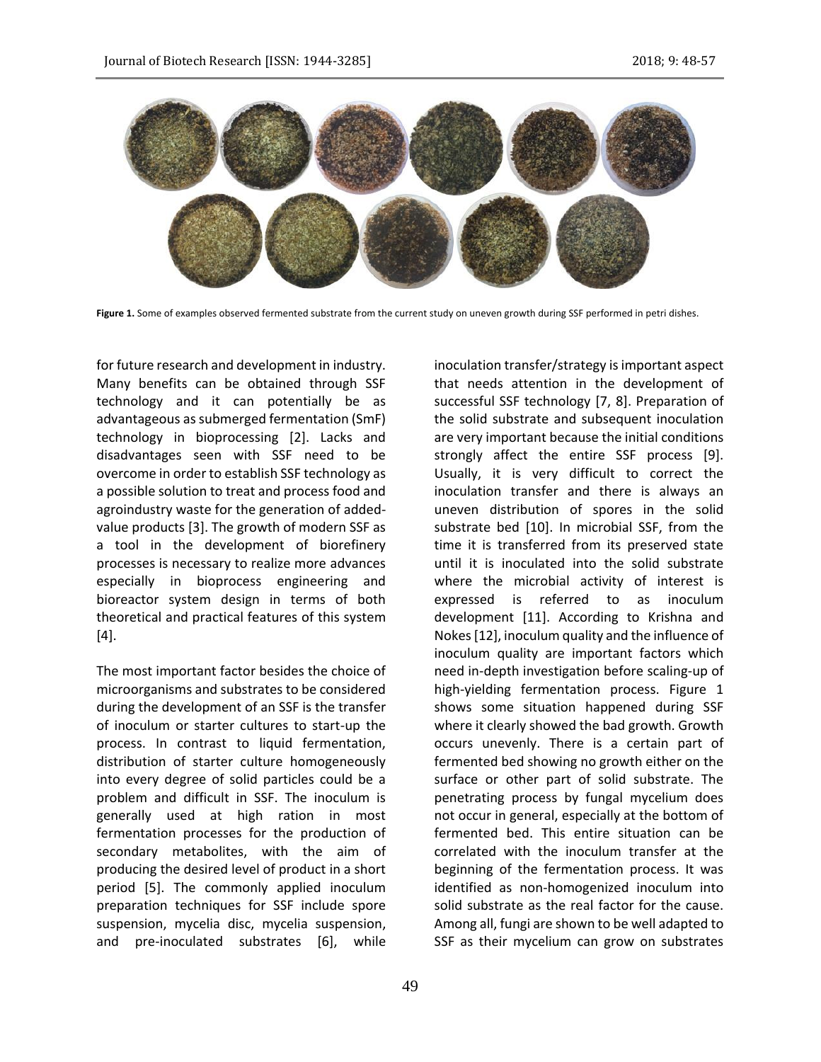Figure 1. Some of examples observed fermented substrate from the current study on uneven growth during SSF performed in petri dishes.

for future research and development in industry. Many benefits can be obtained through SSF technology and it can potentially be as advantageous as submerged fermentation (SmF) technology in bioprocessing [2]. Lacks and disadvantages seen with SSF need to be overcome in order to establish SSF technology as a possible solution to treat and process food and agroindustry waste for the generation of added-value products [3]. The growth of modern SSF as a tool in the development of biorefinery processes is necessary to realize more advances especially in bioprocess engineering and bioreactor system design in terms of both theoretical and practical features of this system [4].

The most important factor besides the choice of microorganisms and substrates to be considered during the development of an SSF is the transfer of inoculum or starter cultures to start-up the process. In contrast to liquid fermentation, distribution of starter culture homogeneously into every degree of solid particles could be a problem and difficult in SSF. The inoculum is generally used at high ration in most fermentation processes for the production of secondary metabolites, with the aim of producing the desired level of product in a short period [5]. The commonly applied inoculum preparation techniques for SSF include spore suspension, mycelia disc, mycelia suspension, and pre-inoculated substrates [6], while inoculation transfer/strategy is important aspect that needs attention in the development of successful SSF technology [7, 8]. Preparation of the solid substrate and subsequent inoculation are very important because the initial conditions strongly affect the entire SSF process [9]. Usually, it is very difficult to correct the inoculation transfer and there is always an uneven distribution of spores in the solid substrate bed [10]. In microbial SSF, from the time it is transferred from its preserved state until it is inoculated into the solid substrate where the microbial activity of interest is expressed is referred to as inoculum development [11]. According to Krishna and Nokes [12], inoculum quality and the influence of inoculum quality are important factors which need in-depth investigation before scaling-up of high-yielding fermentation process. Figure 1 shows some situation happened during SSF where it clearly showed the bad growth. Growth occurs unevenly. There is a certain part of fermented bed showing no growth either on the surface or other part of solid substrate. The penetrating process by fungal mycelium does not occur in general, especially at the bottom of fermented bed. This entire situation can be correlated with the inoculum transfer at the beginning of the fermentation process. It was identified as non-homogenized inoculum into solid substrate as the real factor for the cause. Among all, fungi are shown to be well adapted to SSF as their mycelium can grow on substrates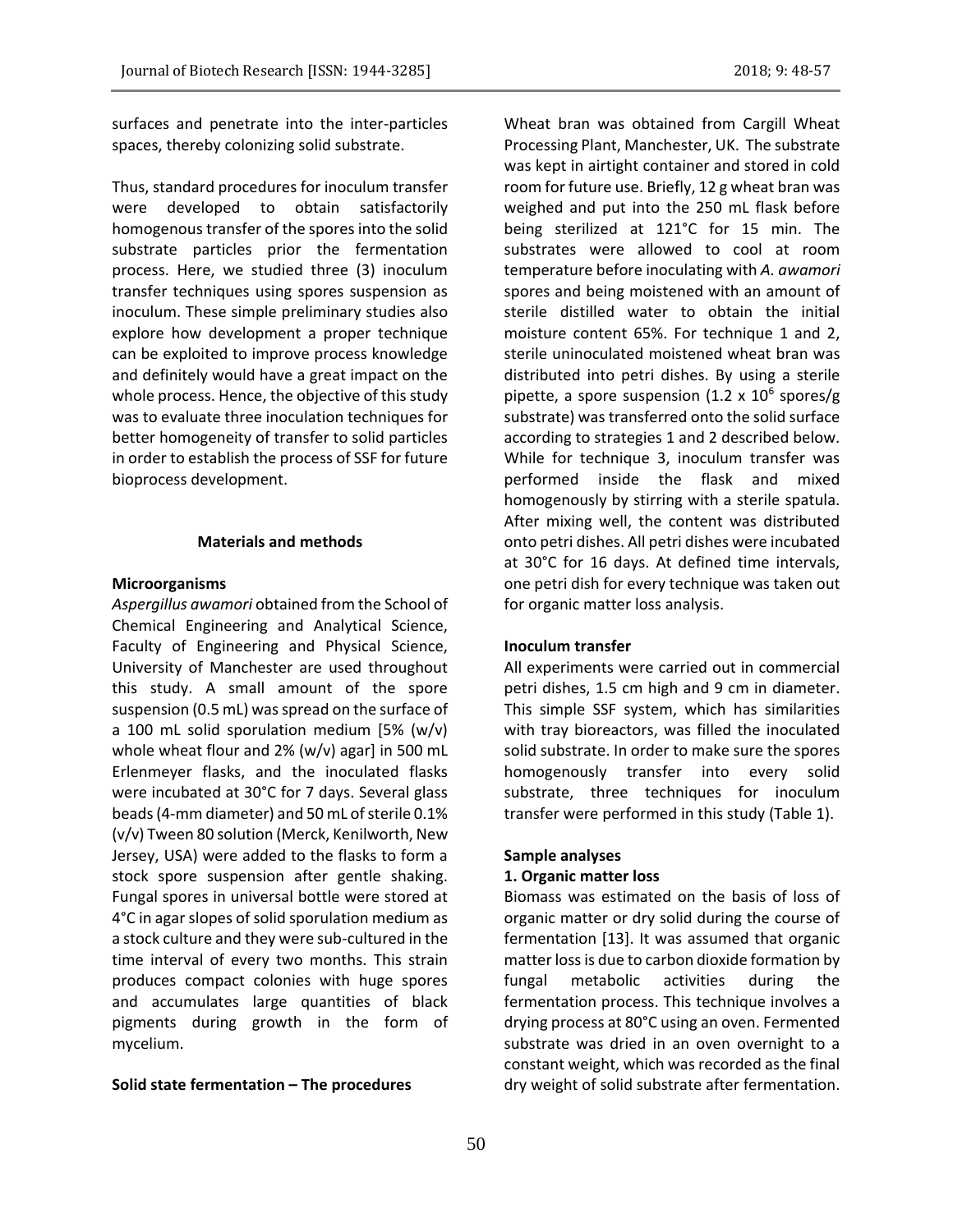surfaces and penetrate into the inter-particles spaces, thereby colonizing solid substrate.

Thus, standard procedures for inoculum transfer were developed to obtain satisfactorily homogenous transfer of the spores into the solid substrate particles prior the fermentation process. Here, we studied three (3) inoculum transfer techniques using spores suspension as inoculum. These simple preliminary studies also explore how development a proper technique can be exploited to improve process knowledge and definitely would have a great impact on the whole process. Hence, the objective of this study was to evaluate three inoculation techniques for better homogeneity of transfer to solid particles in order to establish the process of SSF for future bioprocess development.

## Materials and methods

### Microorganisms

*Aspergillus awamori* obtained from the School of Chemical Engineering and Analytical Science, Faculty of Engineering and Physical Science, University of Manchester are used throughout this study. A small amount of the spore suspension (0.5 mL) was spread on the surface of a 100 mL solid sporulation medium [5% (w/v) whole wheat flour and 2% (w/v) agar] in 500 mL Erlenmeyer flasks, and the inoculated flasks were incubated at 30°C for 7 days. Several glass beads (4-mm diameter) and 50 mL of sterile 0.1% (v/v) Tween 80 solution (Merck, Kenilworth, New Jersey, USA) were added to the flasks to form a stock spore suspension after gentle shaking. Fungal spores in universal bottle were stored at 4°C in agar slopes of solid sporulation medium as a stock culture and they were sub-cultured in the time interval of every two months. This strain produces compact colonies with huge spores and accumulates large quantities of black pigments during growth in the form of mycelium.

### Solid state fermentation – The procedures

Wheat bran was obtained from Cargill Wheat Processing Plant, Manchester, UK. The substrate was kept in airtight container and stored in cold room for future use. Briefly, 12 g wheat bran was weighed and put into the 250 mL flask before being sterilized at 121°C for 15 min. The substrates were allowed to cool at room temperature before inoculating with *A. awamori* spores and being moistened with an amount of sterile distilled water to obtain the initial moisture content 65%. For technique 1 and 2, sterile uninoculated moistened wheat bran was distributed into petri dishes. By using a sterile pipette, a spore suspension ($1.2 \times 10^6$ spores/g substrate) was transferred onto the solid surface according to strategies 1 and 2 described below. While for technique 3, inoculum transfer was performed inside the flask and mixed homogenously by stirring with a sterile spatula. After mixing well, the content was distributed onto petri dishes. All petri dishes were incubated at 30°C for 16 days. At defined time intervals, one petri dish for every technique was taken out for organic matter loss analysis.

### Inoculum transfer

All experiments were carried out in commercial petri dishes, 1.5 cm high and 9 cm in diameter. This simple SSF system, which has similarities with tray bioreactors, was filled the inoculated solid substrate. In order to make sure the spores homogenously transfer into every solid substrate, three techniques for inoculum transfer were performed in this study (Table 1).

### Sample analyses

#### 1. Organic matter loss

Biomass was estimated on the basis of loss of organic matter or dry solid during the course of fermentation [13]. It was assumed that organic matter loss is due to carbon dioxide formation by fungal metabolic activities during the fermentation process. This technique involves a drying process at 80°C using an oven. Fermented substrate was dried in an oven overnight to a constant weight, which was recorded as the final dry weight of solid substrate after fermentation.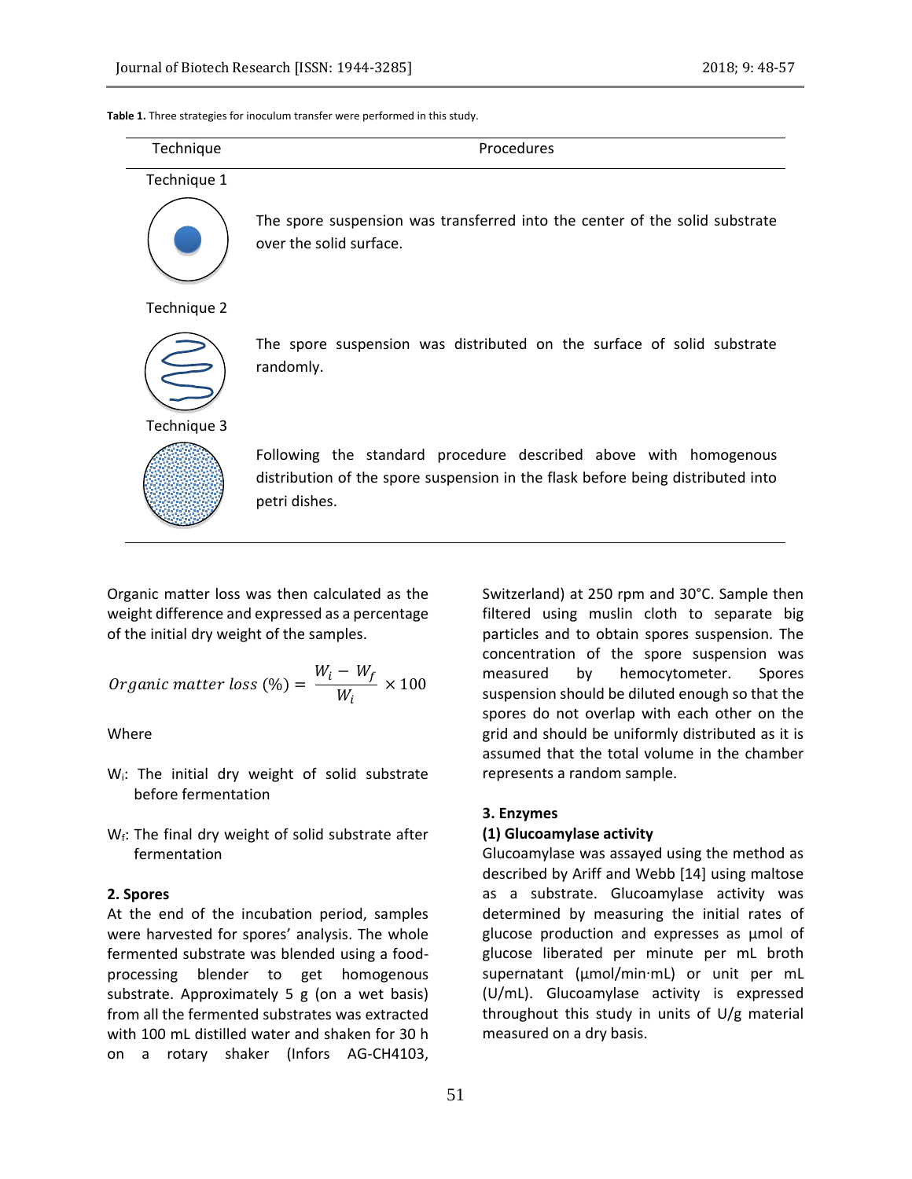**Table 1.** Three strategies for inoculum transfer were performed in this study.

| Technique | Procedures |
|---|---|
| Technique 1 | The spore suspension was transferred into the center of the solid substrate over the solid surface. |
| Technique 2 | The spore suspension was distributed on the surface of solid substrate randomly. |
| Technique 3 | Following the standard procedure described above with homogenous distribution of the spore suspension in the flask before being distributed into petri dishes. |

Organic matter loss was then calculated as the weight difference and expressed as a percentage of the initial dry weight of the samples.

$$Organic\ matter\ loss\ (\%) = \frac{W_i - W_f}{W_i} \times 100$$

Where

$W_i$: The initial dry weight of solid substrate before fermentation

$W_f$: The final dry weight of solid substrate after fermentation

### 2. Spores

At the end of the incubation period, samples were harvested for spores' analysis. The whole fermented substrate was blended using a food-processing blender to get homogenous substrate. Approximately 5 g (on a wet basis) from all the fermented substrates was extracted with 100 mL distilled water and shaken for 30 h on a rotary shaker (Infors AG-CH4103, Switzerland) at 250 rpm and 30°C. Sample then filtered using muslin cloth to separate big particles and to obtain spores suspension. The concentration of the spore suspension was measured by hemocytometer. Spores suspension should be diluted enough so that the spores do not overlap with each other on the grid and should be uniformly distributed as it is assumed that the total volume in the chamber represents a random sample.

### 3. Enzymes

#### (1) Glucoamylase activity

Glucoamylase was assayed using the method as described by Ariff and Webb [14] using maltose as a substrate. Glucoamylase activity was determined by measuring the initial rates of glucose production and expresses as µmol of glucose liberated per minute per mL broth supernatant (µmol/min·mL) or unit per mL (U/mL). Glucoamylase activity is expressed throughout this study in units of U/g material measured on a dry basis.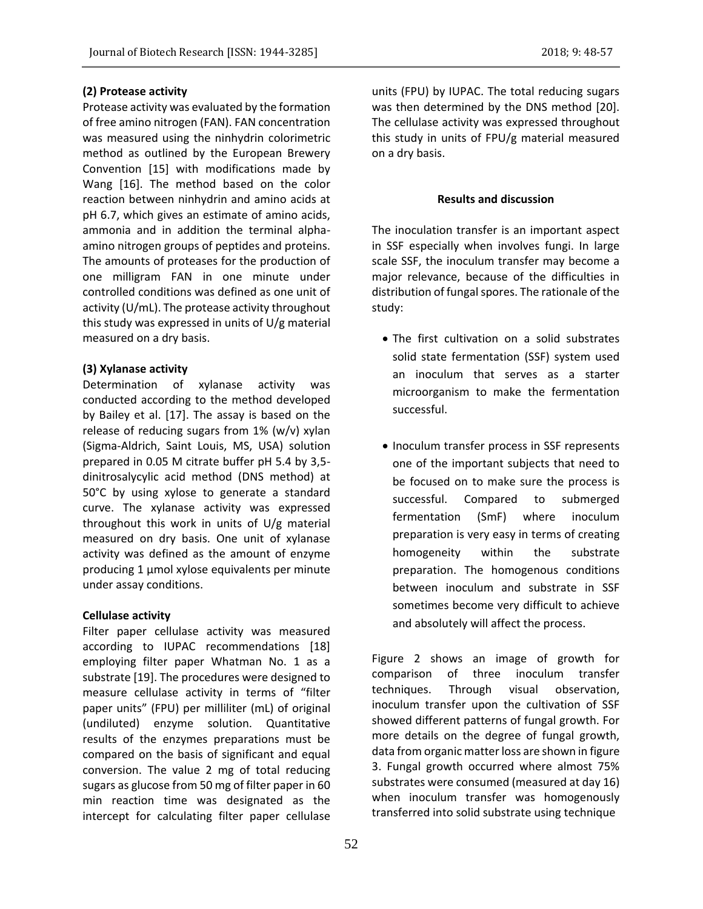### (2) Protease activity

Protease activity was evaluated by the formation of free amino nitrogen (FAN). FAN concentration was measured using the ninhydrin colorimetric method as outlined by the European Brewery Convention [15] with modifications made by Wang [16]. The method based on the color reaction between ninhydrin and amino acids at pH 6.7, which gives an estimate of amino acids, ammonia and in addition the terminal alpha-amino nitrogen groups of peptides and proteins. The amounts of proteases for the production of one milligram FAN in one minute under controlled conditions was defined as one unit of activity (U/mL). The protease activity throughout this study was expressed in units of U/g material measured on a dry basis.

### (3) Xylanase activity

Determination of xylanase activity was conducted according to the method developed by Bailey et al. [17]. The assay is based on the release of reducing sugars from 1% (w/v) xylan (Sigma-Aldrich, Saint Louis, MS, USA) solution prepared in 0.05 M citrate buffer pH 5.4 by 3,5-dinitrosalycylic acid method (DNS method) at 50°C by using xylose to generate a standard curve. The xylanase activity was expressed throughout this work in units of U/g material measured on dry basis. One unit of xylanase activity was defined as the amount of enzyme producing 1 µmol xylose equivalents per minute under assay conditions.

### Cellulase activity

Filter paper cellulase activity was measured according to IUPAC recommendations [18] employing filter paper Whatman No. 1 as a substrate [19]. The procedures were designed to measure cellulase activity in terms of "filter paper units" (FPU) per milliliter (mL) of original (undiluted) enzyme solution. Quantitative results of the enzymes preparations must be compared on the basis of significant and equal conversion. The value 2 mg of total reducing sugars as glucose from 50 mg of filter paper in 60 min reaction time was designated as the intercept for calculating filter paper cellulase units (FPU) by IUPAC. The total reducing sugars was then determined by the DNS method [20]. The cellulase activity was expressed throughout this study in units of FPU/g material measured on a dry basis.

## Results and discussion

The inoculation transfer is an important aspect in SSF especially when involves fungi. In large scale SSF, the inoculum transfer may become a major relevance, because of the difficulties in distribution of fungal spores. The rationale of the study:

- The first cultivation on a solid substrates solid state fermentation (SSF) system used an inoculum that serves as a starter microorganism to make the fermentation successful.
- Inoculum transfer process in SSF represents one of the important subjects that need to be focused on to make sure the process is successful. Compared to submerged fermentation (SmF) where inoculum preparation is very easy in terms of creating homogeneity within the substrate preparation. The homogenous conditions between inoculum and substrate in SSF sometimes become very difficult to achieve and absolutely will affect the process.

Figure 2 shows an image of growth for comparison of three inoculum transfer techniques. Through visual observation, inoculum transfer upon the cultivation of SSF showed different patterns of fungal growth. For more details on the degree of fungal growth, data from organic matter loss are shown in figure 3. Fungal growth occurred where almost 75% substrates were consumed (measured at day 16) when inoculum transfer was homogenously transferred into solid substrate using technique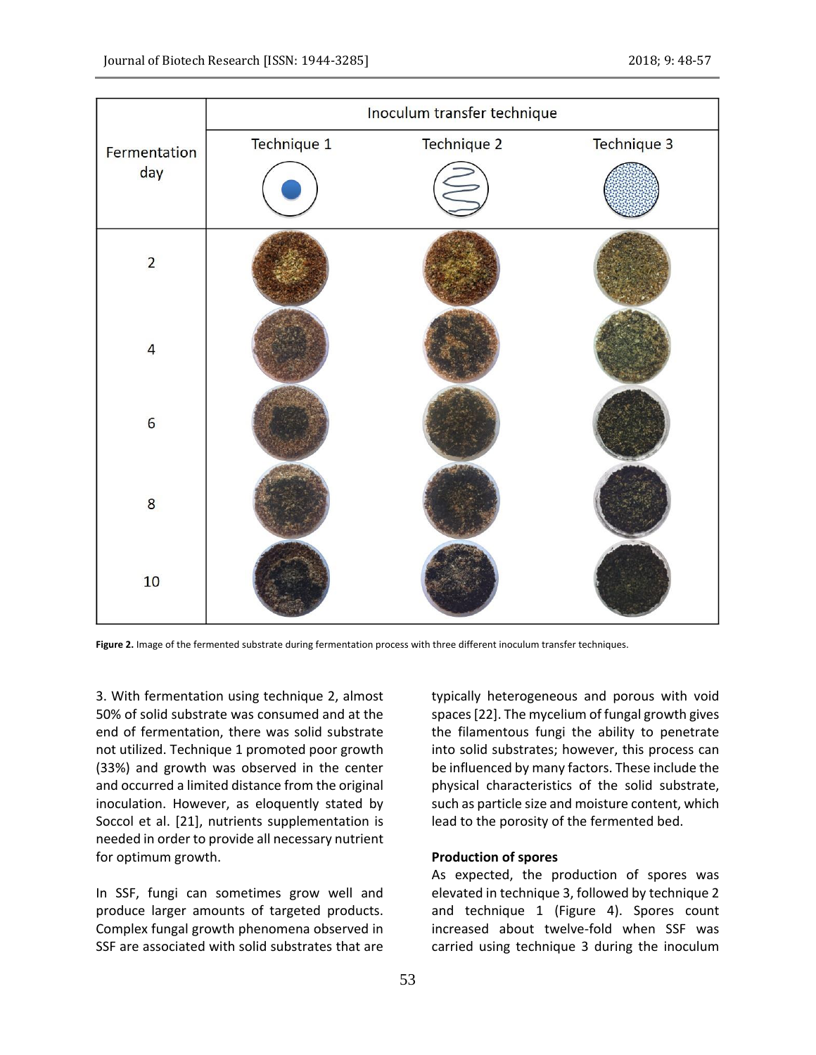Figure 2. Image of the fermented substrate during fermentation process with three different inoculum transfer techniques.

3. With fermentation using technique 2, almost 50% of solid substrate was consumed and at the end of fermentation, there was solid substrate not utilized. Technique 1 promoted poor growth (33%) and growth was observed in the center and occurred a limited distance from the original inoculation. However, as eloquently stated by Soccol et al. [21], nutrients supplementation is needed in order to provide all necessary nutrient for optimum growth.

In SSF, fungi can sometimes grow well and produce larger amounts of targeted products. Complex fungal growth phenomena observed in SSF are associated with solid substrates that are typically heterogeneous and porous with void spaces [22]. The mycelium of fungal growth gives the filamentous fungi the ability to penetrate into solid substrates; however, this process can be influenced by many factors. These include the physical characteristics of the solid substrate, such as particle size and moisture content, which lead to the porosity of the fermented bed.

**Production of spores**

As expected, the production of spores was elevated in technique 3, followed by technique 2 and technique 1 (Figure 4). Spores count increased about twelve-fold when SSF was carried using technique 3 during the inoculum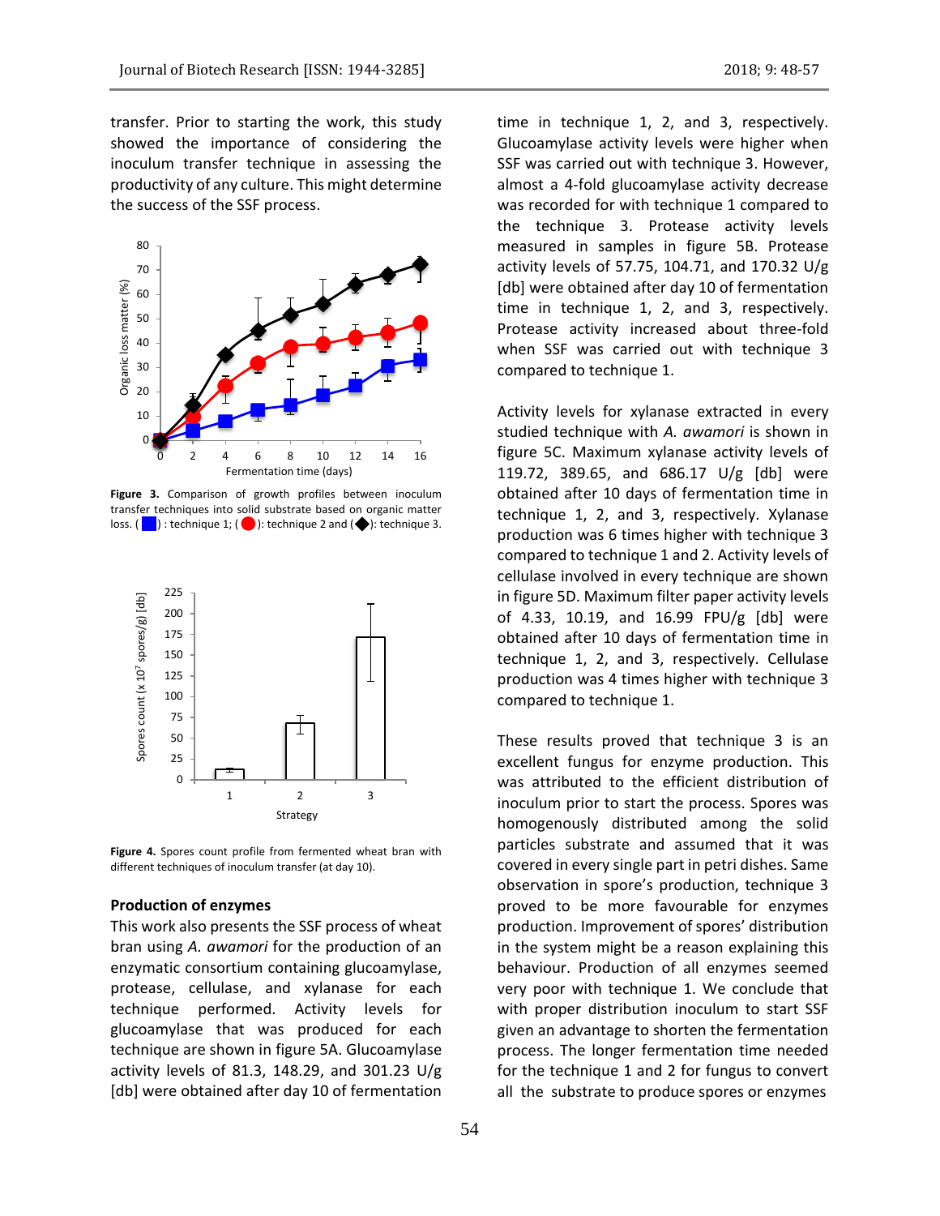transfer. Prior to starting the work, this study showed the importance of considering the inoculum transfer technique in assessing the productivity of any culture. This might determine the success of the SSF process.

**Figure 3.** Comparison of growth profiles between inoculum transfer techniques into solid substrate based on organic matter loss. (■) : technique 1; (●): technique 2 and (◆): technique 3.

**Figure 4.** Spores count profile from fermented wheat bran with different techniques of inoculum transfer (at day 10).

### Production of enzymes

This work also presents the SSF process of wheat bran using *A. awamori* for the production of an enzymatic consortium containing glucoamylase, protease, cellulase, and xylanase for each technique performed. Activity levels for glucoamylase that was produced for each technique are shown in figure 5A. Glucoamylase activity levels of 81.3, 148.29, and 301.23 U/g [db] were obtained after day 10 of fermentation time in technique 1, 2, and 3, respectively. Glucoamylase activity levels were higher when SSF was carried out with technique 3. However, almost a 4-fold glucoamylase activity decrease was recorded for with technique 1 compared to the technique 3. Protease activity levels measured in samples in figure 5B. Protease activity levels of 57.75, 104.71, and 170.32 U/g [db] were obtained after day 10 of fermentation time in technique 1, 2, and 3, respectively. Protease activity increased about three-fold when SSF was carried out with technique 3 compared to technique 1.

Activity levels for xylanase extracted in every studied technique with *A. awamori* is shown in figure 5C. Maximum xylanase activity levels of 119.72, 389.65, and 686.17 U/g [db] were obtained after 10 days of fermentation time in technique 1, 2, and 3, respectively. Xylanase production was 6 times higher with technique 3 compared to technique 1 and 2. Activity levels of cellulase involved in every technique are shown in figure 5D. Maximum filter paper activity levels of 4.33, 10.19, and 16.99 FPU/g [db] were obtained after 10 days of fermentation time in technique 1, 2, and 3, respectively. Cellulase production was 4 times higher with technique 3 compared to technique 1.

These results proved that technique 3 is an excellent fungus for enzyme production. This was attributed to the efficient distribution of inoculum prior to start the process. Spores was homogenously distributed among the solid particles substrate and assumed that it was covered in every single part in petri dishes. Same observation in spore's production, technique 3 proved to be more favourable for enzymes production. Improvement of spores' distribution in the system might be a reason explaining this behaviour. Production of all enzymes seemed very poor with technique 1. We conclude that with proper distribution inoculum to start SSF given an advantage to shorten the fermentation process. The longer fermentation time needed for the technique 1 and 2 for fungus to convert all the substrate to produce spores or enzymes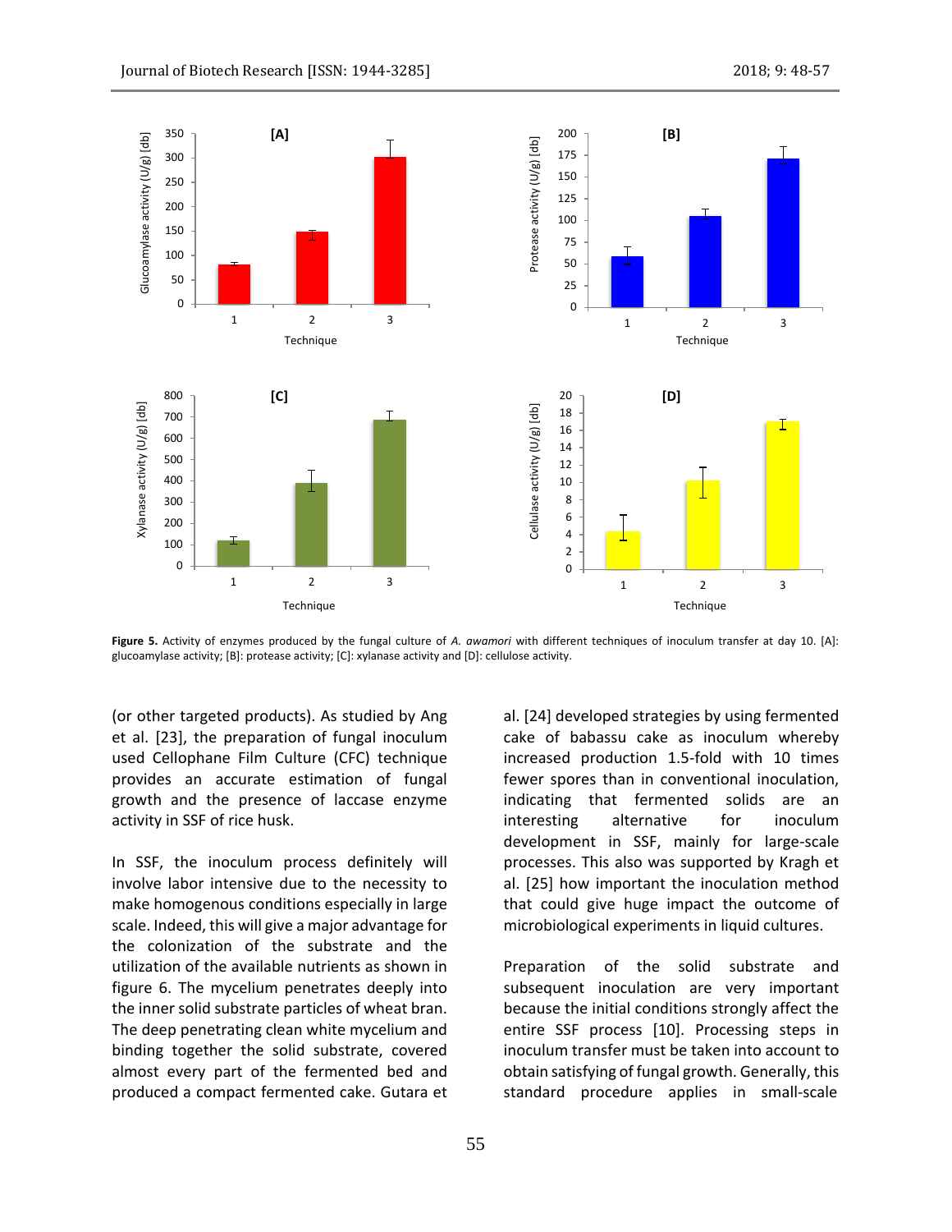Figure 5. Activity of enzymes produced by the fungal culture of *A. awamori* with different techniques of inoculum transfer at day 10. [A]: glucoamylase activity; [B]: protease activity; [C]: xylanase activity and [D]: cellulose activity.

(or other targeted products). As studied by Ang et al. [23], the preparation of fungal inoculum used Cellophane Film Culture (CFC) technique provides an accurate estimation of fungal growth and the presence of laccase enzyme activity in SSF of rice husk.

In SSF, the inoculum process definitely will involve labor intensive due to the necessity to make homogenous conditions especially in large scale. Indeed, this will give a major advantage for the colonization of the substrate and the utilization of the available nutrients as shown in figure 6. The mycelium penetrates deeply into the inner solid substrate particles of wheat bran. The deep penetrating clean white mycelium and binding together the solid substrate, covered almost every part of the fermented bed and produced a compact fermented cake. Gutara et al. [24] developed strategies by using fermented cake of babassu cake as inoculum whereby increased production 1.5-fold with 10 times fewer spores than in conventional inoculation, indicating that fermented solids are an interesting alternative for inoculum development in SSF, mainly for large-scale processes. This also was supported by Kragh et al. [25] how important the inoculation method that could give huge impact the outcome of microbiological experiments in liquid cultures.

Preparation of the solid substrate and subsequent inoculation are very important because the initial conditions strongly affect the entire SSF process [10]. Processing steps in inoculum transfer must be taken into account to obtain satisfying of fungal growth. Generally, this standard procedure applies in small-scale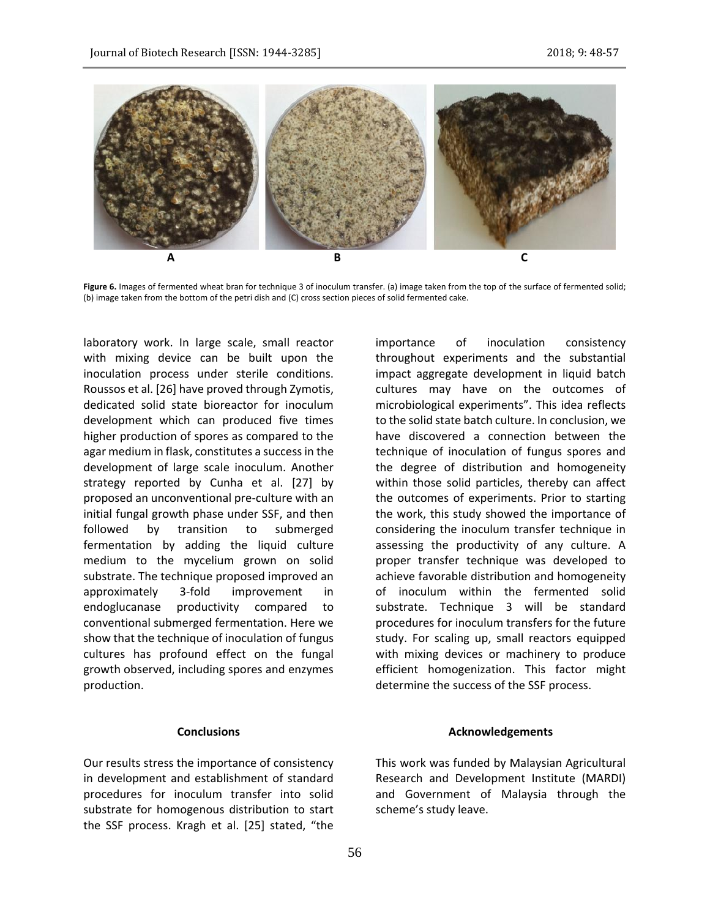**Figure 6.** Images of fermented wheat bran for technique 3 of inoculum transfer. (a) image taken from the top of the surface of fermented solid; (b) image taken from the bottom of the petri dish and (C) cross section pieces of solid fermented cake.

laboratory work. In large scale, small reactor with mixing device can be built upon the inoculation process under sterile conditions. Roussos et al. [26] have proved through Zymotis, dedicated solid state bioreactor for inoculum development which can produced five times higher production of spores as compared to the agar medium in flask, constitutes a success in the development of large scale inoculum. Another strategy reported by Cunha et al. [27] by proposed an unconventional pre-culture with an initial fungal growth phase under SSF, and then followed by transition to submerged fermentation by adding the liquid culture medium to the mycelium grown on solid substrate. The technique proposed improved an approximately 3-fold improvement in endoglucanase productivity compared to conventional submerged fermentation. Here we show that the technique of inoculation of fungus cultures has profound effect on the fungal growth observed, including spores and enzymes production.

## Conclusions

Our results stress the importance of consistency in development and establishment of standard procedures for inoculum transfer into solid substrate for homogenous distribution to start the SSF process. Kragh et al. [25] stated, "the importance of inoculation consistency throughout experiments and the substantial impact aggregate development in liquid batch cultures may have on the outcomes of microbiological experiments". This idea reflects to the solid state batch culture. In conclusion, we have discovered a connection between the technique of inoculation of fungus spores and the degree of distribution and homogeneity within those solid particles, thereby can affect the outcomes of experiments. Prior to starting the work, this study showed the importance of considering the inoculum transfer technique in assessing the productivity of any culture. A proper transfer technique was developed to achieve favorable distribution and homogeneity of inoculum within the fermented solid substrate. Technique 3 will be standard procedures for inoculum transfers for the future study. For scaling up, small reactors equipped with mixing devices or machinery to produce efficient homogenization. This factor might determine the success of the SSF process.

## Acknowledgements

This work was funded by Malaysian Agricultural Research and Development Institute (MARDI) and Government of Malaysia through the scheme's study leave.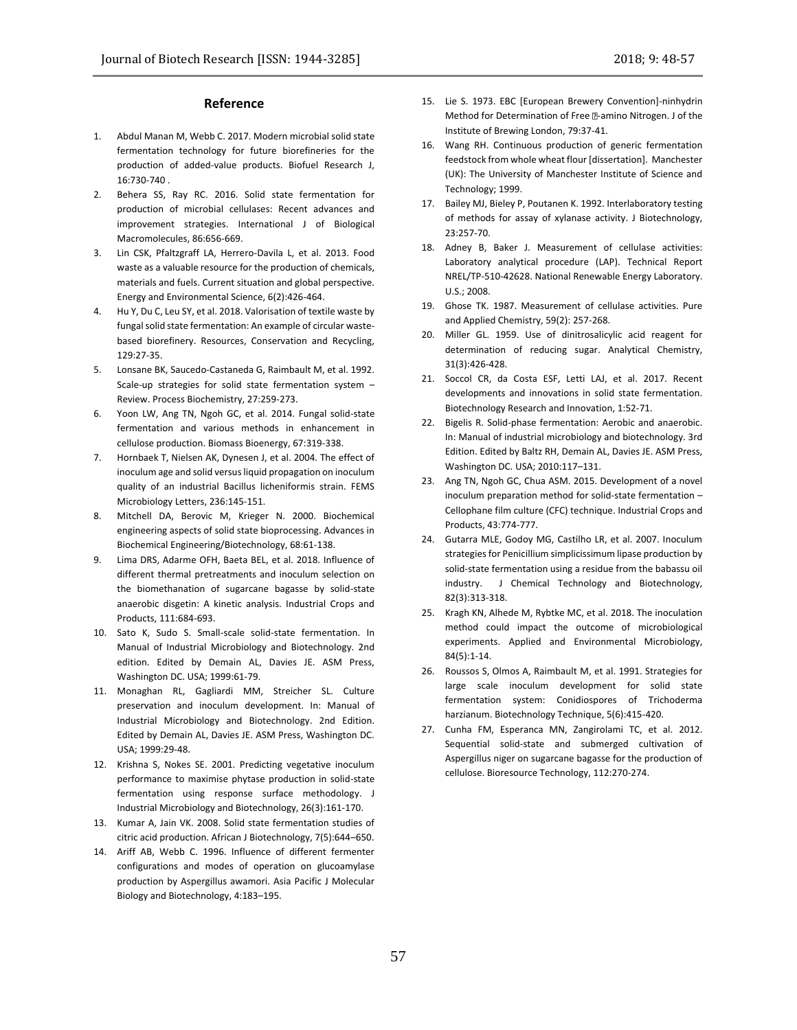## Reference

1. Abdul Manan M, Webb C. 2017. Modern microbial solid state fermentation technology for future biorefineries for the production of added-value products. Biofuel Research J, 16:730-740 .
2. Behera SS, Ray RC. 2016. Solid state fermentation for production of microbial cellulases: Recent advances and improvement strategies. International J of Biological Macromolecules, 86:656-669.
3. Lin CSK, Pfaltzgraff LA, Herrero-Davila L, et al. 2013. Food waste as a valuable resource for the production of chemicals, materials and fuels. Current situation and global perspective. Energy and Environmental Science, 6(2):426-464.
4. Hu Y, Du C, Leu SY, et al. 2018. Valorisation of textile waste by fungal solid state fermentation: An example of circular waste-based biorefinery. Resources, Conservation and Recycling, 129:27-35.
5. Lonsane BK, Saucedo-Castaneda G, Raimbault M, et al. 1992. Scale-up strategies for solid state fermentation system – Review. Process Biochemistry, 27:259-273.
6. Yoon LW, Ang TN, Ngoh GC, et al. 2014. Fungal solid-state fermentation and various methods in enhancement in cellulose production. Biomass Bioenergy, 67:319-338.
7. Hornbaek T, Nielsen AK, Dynesen J, et al. 2004. The effect of inoculum age and solid versus liquid propagation on inoculum quality of an industrial Bacillus licheniformis strain. FEMS Microbiology Letters, 236:145-151.
8. Mitchell DA, Berovic M, Krieger N. 2000. Biochemical engineering aspects of solid state bioprocessing. Advances in Biochemical Engineering/Biotechnology, 68:61-138.
9. Lima DRS, Adarme OFH, Baeta BEL, et al. 2018. Influence of different thermal pretreatments and inoculum selection on the biomethanation of sugarcane bagasse by solid-state anaerobic disgetin: A kinetic analysis. Industrial Crops and Products, 111:684-693.
10. Sato K, Sudo S. Small-scale solid-state fermentation. In Manual of Industrial Microbiology and Biotechnology. 2nd edition. Edited by Demain AL, Davies JE. ASM Press, Washington DC. USA; 1999:61-79.
11. Monaghan RL, Gagliardi MM, Streicher SL. Culture preservation and inoculum development. In: Manual of Industrial Microbiology and Biotechnology. 2nd Edition. Edited by Demain AL, Davies JE. ASM Press, Washington DC. USA; 1999:29-48.
12. Krishna S, Nokes SE. 2001. Predicting vegetative inoculum performance to maximise phytase production in solid-state fermentation using response surface methodology. J Industrial Microbiology and Biotechnology, 26(3):161-170.
13. Kumar A, Jain VK. 2008. Solid state fermentation studies of citric acid production. African J Biotechnology, 7(5):644–650.
14. Ariff AB, Webb C. 1996. Influence of different fermenter configurations and modes of operation on glucoamylase production by Aspergillus awamori. Asia Pacific J Molecular Biology and Biotechnology, 4:183–195.
15. Lie S. 1973. EBC [European Brewery Convention]-ninhydrin Method for Determination of Free α-amino Nitrogen. J of the Institute of Brewing London, 79:37-41.
16. Wang RH. Continuous production of generic fermentation feedstock from whole wheat flour [dissertation]. Manchester (UK): The University of Manchester Institute of Science and Technology; 1999.
17. Bailey MJ, Bieley P, Poutanen K. 1992. Interlaboratory testing of methods for assay of xylanase activity. J Biotechnology, 23:257-70.
18. Adney B, Baker J. Measurement of cellulase activities: Laboratory analytical procedure (LAP). Technical Report NREL/TP-510-42628. National Renewable Energy Laboratory. U.S.; 2008.
19. Ghose TK. 1987. Measurement of cellulase activities. Pure and Applied Chemistry, 59(2): 257-268.
20. Miller GL. 1959. Use of dinitrosalicylic acid reagent for determination of reducing sugar. Analytical Chemistry, 31(3):426-428.
21. Soccol CR, da Costa ESF, Letti LAJ, et al. 2017. Recent developments and innovations in solid state fermentation. Biotechnology Research and Innovation, 1:52-71.
22. Bigelis R. Solid-phase fermentation: Aerobic and anaerobic. In: Manual of industrial microbiology and biotechnology. 3rd Edition. Edited by Baltz RH, Demain AL, Davies JE. ASM Press, Washington DC. USA; 2010:117–131.
23. Ang TN, Ngoh GC, Chua ASM. 2015. Development of a novel inoculum preparation method for solid-state fermentation – Cellophane film culture (CFC) technique. Industrial Crops and Products, 43:774-777.
24. Gutarra MLE, Godoy MG, Castilho LR, et al. 2007. Inoculum strategies for Penicillium simplicissimum lipase production by solid-state fermentation using a residue from the babassu oil industry. J Chemical Technology and Biotechnology, 82(3):313-318.
25. Kragh KN, Alhede M, Rybtke MC, et al. 2018. The inoculation method could impact the outcome of microbiological experiments. Applied and Environmental Microbiology, 84(5):1-14.
26. Roussos S, Olmos A, Raimbault M, et al. 1991. Strategies for large scale inoculum development for solid state fermentation system: Conidiospores of Trichoderma harzianum. Biotechnology Technique, 5(6):415-420.
27. Cunha FM, Esperanca MN, Zangirolami TC, et al. 2012. Sequential solid-state and submerged cultivation of Aspergillus niger on sugarcane bagasse for the production of cellulose. Bioresource Technology, 112:270-274.